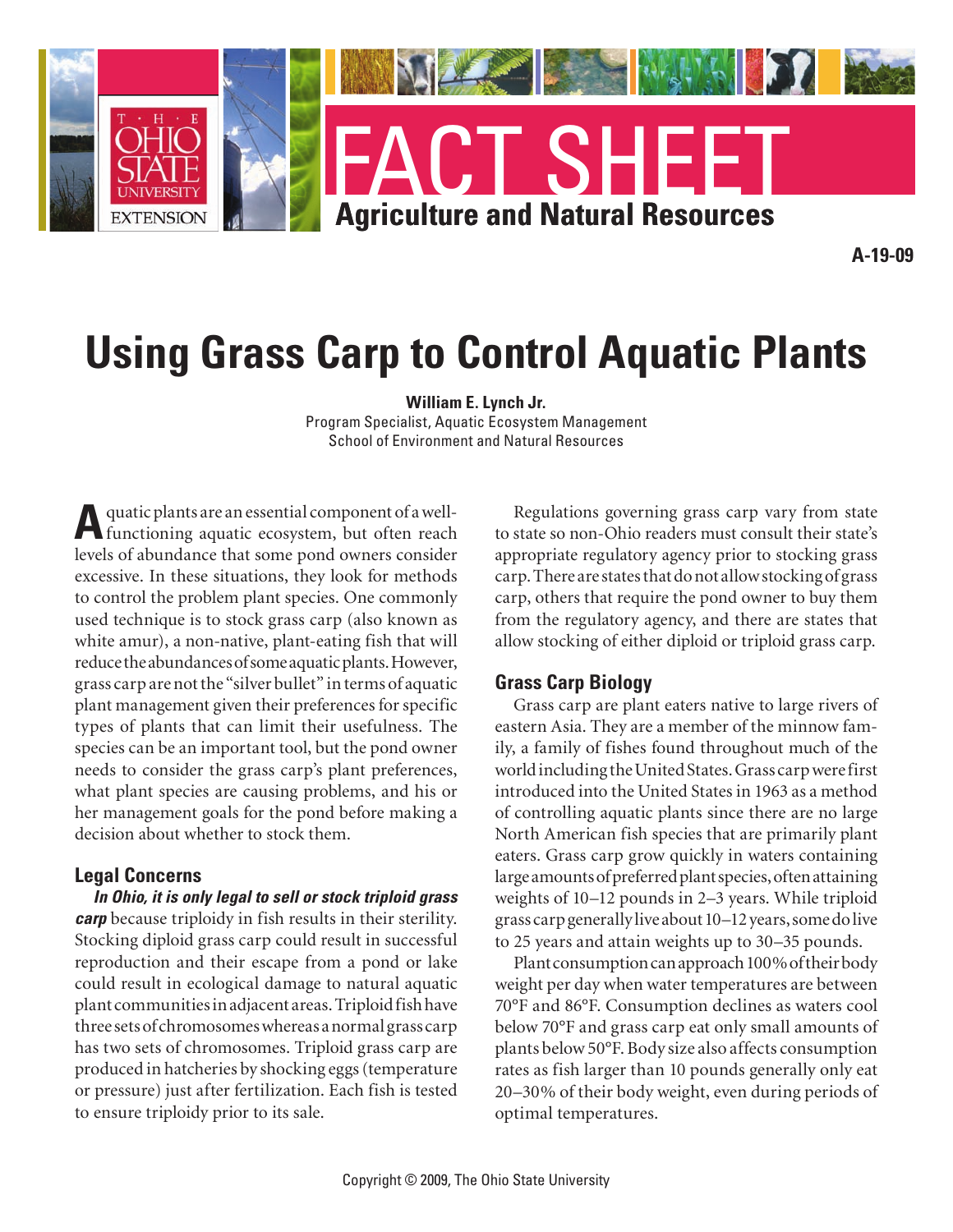FACT SHEET

Agriculture and Natural Resources

A-19-09

# Using Grass Carp to Control Aquatic Plants

**William E. Lynch Jr.**
Program Specialist, Aquatic Ecosystem Management
School of Environment and Natural Resources

Aquatic plants are an essential component of a well-functioning aquatic ecosystem, but often reach levels of abundance that some pond owners consider excessive. In these situations, they look for methods to control the problem plant species. One commonly used technique is to stock grass carp (also known as white amur), a non-native, plant-eating fish that will reduce the abundances of some aquatic plants. However, grass carp are not the "silver bullet" in terms of aquatic plant management given their preferences for specific types of plants that can limit their usefulness. The species can be an important tool, but the pond owner needs to consider the grass carp's plant preferences, what plant species are causing problems, and his or her management goals for the pond before making a decision about whether to stock them.

## Legal Concerns

***In Ohio, it is only legal to sell or stock triploid grass carp*** because triploidy in fish results in their sterility. Stocking diploid grass carp could result in successful reproduction and their escape from a pond or lake could result in ecological damage to natural aquatic plant communities in adjacent areas. Triploid fish have three sets of chromosomes whereas a normal grass carp has two sets of chromosomes. Triploid grass carp are produced in hatcheries by shocking eggs (temperature or pressure) just after fertilization. Each fish is tested to ensure triploidy prior to its sale.

Regulations governing grass carp vary from state to state so non-Ohio readers must consult their state's appropriate regulatory agency prior to stocking grass carp. There are states that do not allow stocking of grass carp, others that require the pond owner to buy them from the regulatory agency, and there are states that allow stocking of either diploid or triploid grass carp.

## Grass Carp Biology

Grass carp are plant eaters native to large rivers of eastern Asia. They are a member of the minnow family, a family of fishes found throughout much of the world including the United States. Grass carp were first introduced into the United States in 1963 as a method of controlling aquatic plants since there are no large North American fish species that are primarily plant eaters. Grass carp grow quickly in waters containing large amounts of preferred plant species, often attaining weights of 10–12 pounds in 2–3 years. While triploid grass carp generally live about 10–12 years, some do live to 25 years and attain weights up to 30–35 pounds.

Plant consumption can approach 100% of their body weight per day when water temperatures are between 70°F and 86°F. Consumption declines as waters cool below 70°F and grass carp eat only small amounts of plants below 50°F. Body size also affects consumption rates as fish larger than 10 pounds generally only eat 20–30% of their body weight, even during periods of optimal temperatures.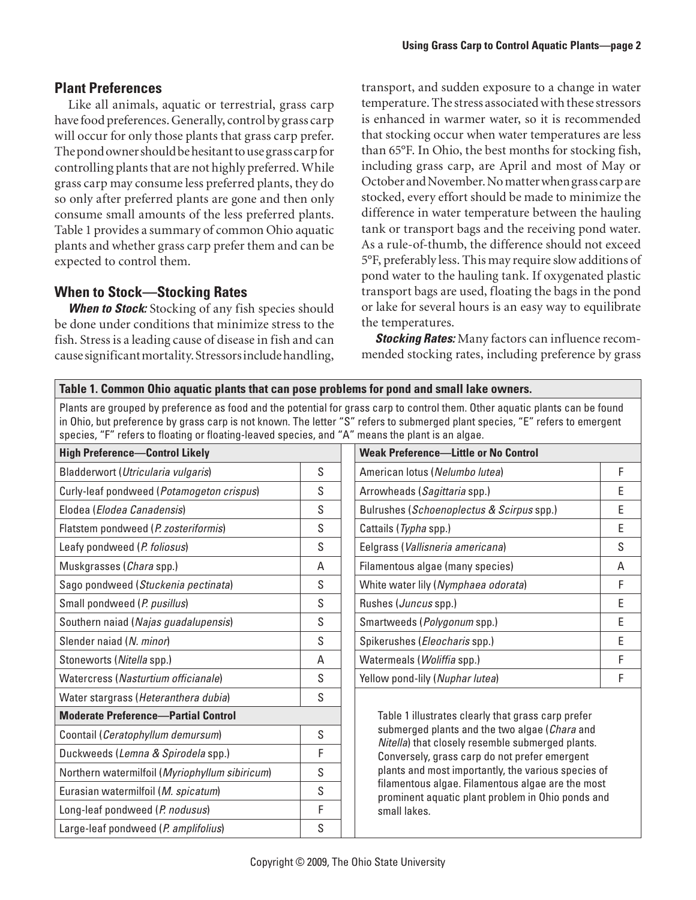## Plant Preferences

Like all animals, aquatic or terrestrial, grass carp have food preferences. Generally, control by grass carp will occur for only those plants that grass carp prefer. The pond owner should be hesitant to use grass carp for controlling plants that are not highly preferred. While grass carp may consume less preferred plants, they do so only after preferred plants are gone and then only consume small amounts of the less preferred plants. Table 1 provides a summary of common Ohio aquatic plants and whether grass carp prefer them and can be expected to control them.

## When to Stock—Stocking Rates

***When to Stock:*** Stocking of any fish species should be done under conditions that minimize stress to the fish. Stress is a leading cause of disease in fish and can cause significant mortality. Stressors include handling, transport, and sudden exposure to a change in water temperature. The stress associated with these stressors is enhanced in warmer water, so it is recommended that stocking occur when water temperatures are less than 65°F. In Ohio, the best months for stocking fish, including grass carp, are April and most of May or October and November. No matter when grass carp are stocked, every effort should be made to minimize the difference in water temperature between the hauling tank or transport bags and the receiving pond water. As a rule-of-thumb, the difference should not exceed 5°F, preferably less. This may require slow additions of pond water to the hauling tank. If oxygenated plastic transport bags are used, floating the bags in the pond or lake for several hours is an easy way to equilibrate the temperatures.

***Stocking Rates:*** Many factors can influence recommended stocking rates, including preference by grass

**Table 1. Common Ohio aquatic plants that can pose problems for pond and small lake owners.**

Plants are grouped by preference as food and the potential for grass carp to control them. Other aquatic plants can be found in Ohio, but preference by grass carp is not known. The letter "S" refers to submerged plant species, "E" refers to emergent species, "F" refers to floating or floating-leaved species, and "A" means the plant is an algae.

| **High Preference—Control Likely** | |
|---|---|
| Bladderwort (*Utricularia vulgaris*) | S |
| Curly-leaf pondweed (*Potamogeton crispus*) | S |
| Elodea (*Elodea Canadensis*) | S |
| Flatstem pondweed (*P. zosteriformis*) | S |
| Leafy pondweed (*P. foliosus*) | S |
| Muskgrasses (*Chara* spp.) | A |
| Sago pondweed (*Stuckenia pectinata*) | S |
| Small pondweed (*P. pusillus*) | S |
| Southern naiad (*Najas guadalupensis*) | S |
| Slender naiad (*N. minor*) | S |
| Stoneworts (*Nitella* spp.) | A |
| Watercress (*Nasturtium officianale*) | S |
| Water stargrass (*Heteranthera dubia*) | S |
| **Moderate Preference—Partial Control** | |
| Coontail (*Ceratophyllum demursum*) | S |
| Duckweeds (*Lemna & Spirodela* spp.) | F |
| Northern watermilfoil (*Myriophyllum sibiricum*) | S |
| Eurasian watermilfoil (*M. spicatum*) | S |
| Long-leaf pondweed (*P. nodusus*) | F |
| Large-leaf pondweed (*P. amplifolius*) | S |

| **Weak Preference—Little or No Control** | |
|---|---|
| American lotus (*Nelumbo lutea*) | F |
| Arrowheads (*Sagittaria* spp.) | E |
| Bulrushes (*Schoenoplectus & Scirpus* spp.) | E |
| Cattails (*Typha* spp.) | E |
| Eelgrass (*Vallisneria americana*) | S |
| Filamentous algae (many species) | A |
| White water lily (*Nymphaea odorata*) | F |
| Rushes (*Juncus* spp.) | E |
| Smartweeds (*Polygonum* spp.) | E |
| Spikerushes (*Eleocharis* spp.) | E |
| Watermeals (*Woliffia* spp.) | F |
| Yellow pond-lily (*Nuphar lutea*) | F |

Table 1 illustrates clearly that grass carp prefer submerged plants and the two algae (*Chara* and *Nitella*) that closely resemble submerged plants. Conversely, grass carp do not prefer emergent plants and most importantly, the various species of filamentous algae. Filamentous algae are the most prominent aquatic plant problem in Ohio ponds and small lakes.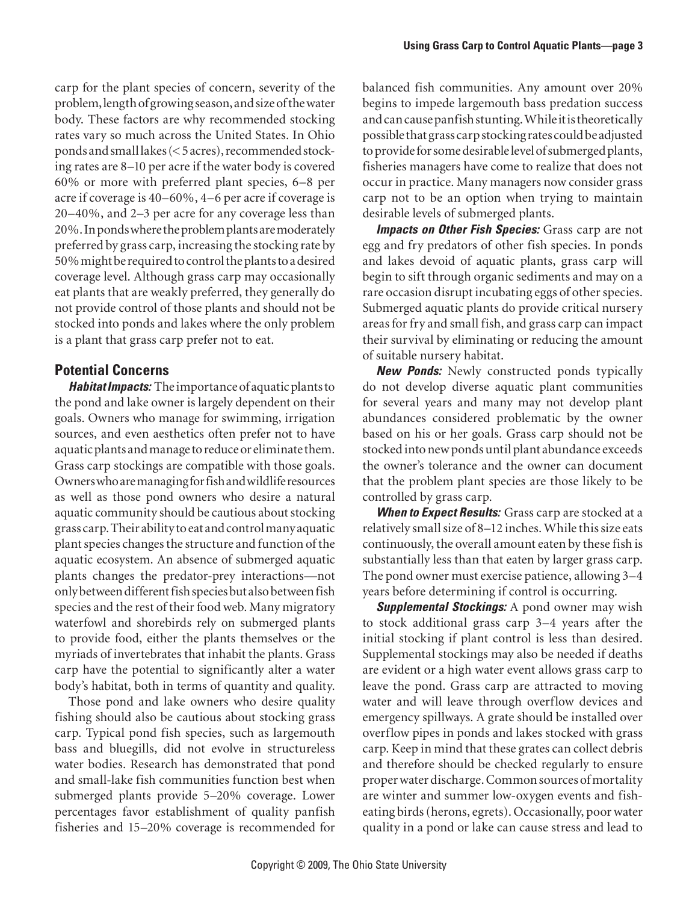carp for the plant species of concern, severity of the problem, length of growing season, and size of the water body. These factors are why recommended stocking rates vary so much across the United States. In Ohio ponds and small lakes (< 5 acres), recommended stocking rates are 8–10 per acre if the water body is covered 60% or more with preferred plant species, 6–8 per acre if coverage is 40–60%, 4–6 per acre if coverage is 20–40%, and 2–3 per acre for any coverage less than 20%. In ponds where the problem plants are moderately preferred by grass carp, increasing the stocking rate by 50% might be required to control the plants to a desired coverage level. Although grass carp may occasionally eat plants that are weakly preferred, they generally do not provide control of those plants and should not be stocked into ponds and lakes where the only problem is a plant that grass carp prefer not to eat.

## Potential Concerns

***Habitat Impacts:*** The importance of aquatic plants to the pond and lake owner is largely dependent on their goals. Owners who manage for swimming, irrigation sources, and even aesthetics often prefer not to have aquatic plants and manage to reduce or eliminate them. Grass carp stockings are compatible with those goals. Owners who are managing for fish and wildlife resources as well as those pond owners who desire a natural aquatic community should be cautious about stocking grass carp. Their ability to eat and control many aquatic plant species changes the structure and function of the aquatic ecosystem. An absence of submerged aquatic plants changes the predator-prey interactions—not only between different fish species but also between fish species and the rest of their food web. Many migratory waterfowl and shorebirds rely on submerged plants to provide food, either the plants themselves or the myriads of invertebrates that inhabit the plants. Grass carp have the potential to significantly alter a water body's habitat, both in terms of quantity and quality.

Those pond and lake owners who desire quality fishing should also be cautious about stocking grass carp. Typical pond fish species, such as largemouth bass and bluegills, did not evolve in structureless water bodies. Research has demonstrated that pond and small-lake fish communities function best when submerged plants provide 5–20% coverage. Lower percentages favor establishment of quality panfish fisheries and 15–20% coverage is recommended for balanced fish communities. Any amount over 20% begins to impede largemouth bass predation success and can cause panfish stunting. While it is theoretically possible that grass carp stocking rates could be adjusted to provide for some desirable level of submerged plants, fisheries managers have come to realize that does not occur in practice. Many managers now consider grass carp not to be an option when trying to maintain desirable levels of submerged plants.

***Impacts on Other Fish Species:*** Grass carp are not egg and fry predators of other fish species. In ponds and lakes devoid of aquatic plants, grass carp will begin to sift through organic sediments and may on a rare occasion disrupt incubating eggs of other species. Submerged aquatic plants do provide critical nursery areas for fry and small fish, and grass carp can impact their survival by eliminating or reducing the amount of suitable nursery habitat.

***New Ponds:*** Newly constructed ponds typically do not develop diverse aquatic plant communities for several years and many may not develop plant abundances considered problematic by the owner based on his or her goals. Grass carp should not be stocked into new ponds until plant abundance exceeds the owner's tolerance and the owner can document that the problem plant species are those likely to be controlled by grass carp.

***When to Expect Results:*** Grass carp are stocked at a relatively small size of 8–12 inches. While this size eats continuously, the overall amount eaten by these fish is substantially less than that eaten by larger grass carp. The pond owner must exercise patience, allowing 3–4 years before determining if control is occurring.

***Supplemental Stockings:*** A pond owner may wish to stock additional grass carp 3–4 years after the initial stocking if plant control is less than desired. Supplemental stockings may also be needed if deaths are evident or a high water event allows grass carp to leave the pond. Grass carp are attracted to moving water and will leave through overflow devices and emergency spillways. A grate should be installed over overflow pipes in ponds and lakes stocked with grass carp. Keep in mind that these grates can collect debris and therefore should be checked regularly to ensure proper water discharge. Common sources of mortality are winter and summer low-oxygen events and fish-eating birds (herons, egrets). Occasionally, poor water quality in a pond or lake can cause stress and lead to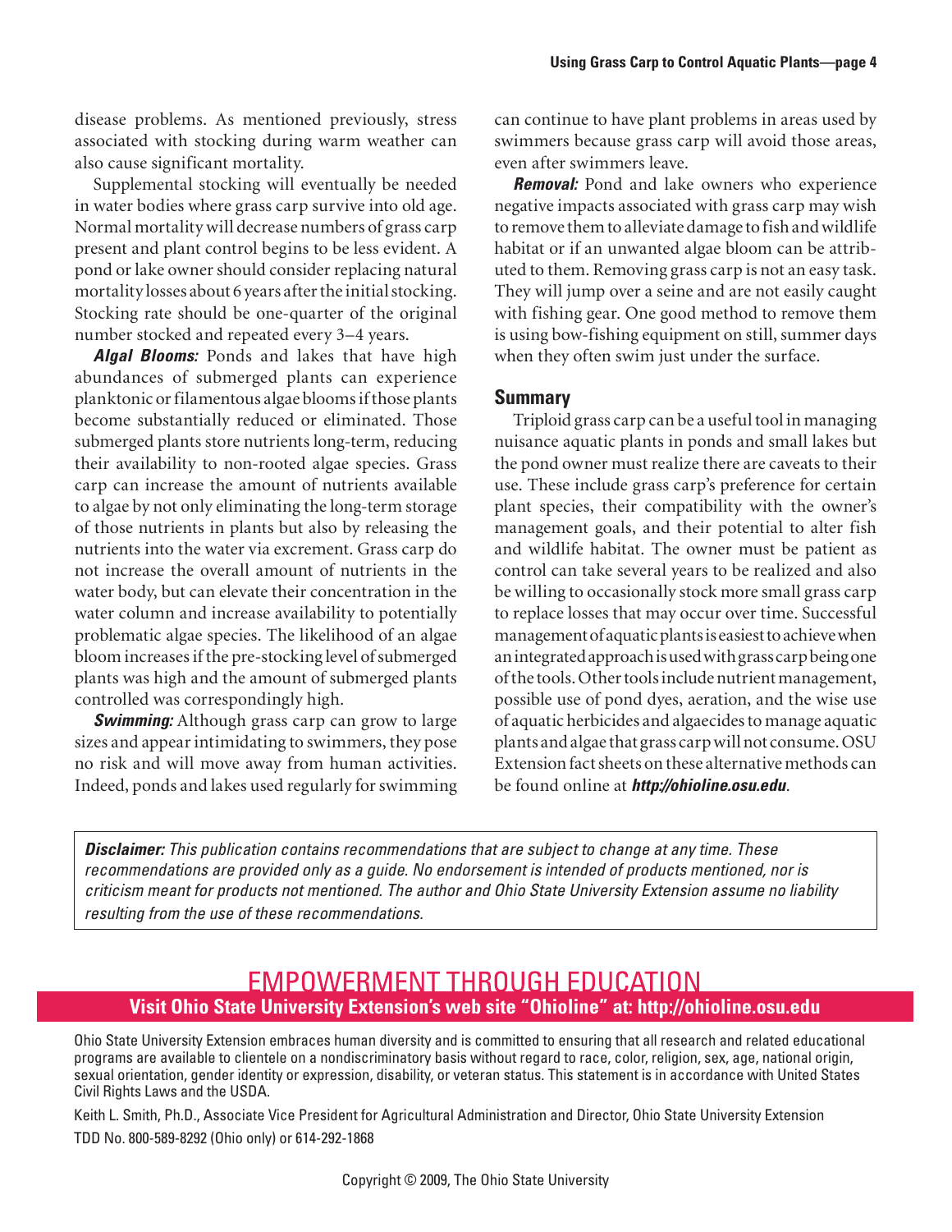disease problems. As mentioned previously, stress associated with stocking during warm weather can also cause significant mortality.

Supplemental stocking will eventually be needed in water bodies where grass carp survive into old age. Normal mortality will decrease numbers of grass carp present and plant control begins to be less evident. A pond or lake owner should consider replacing natural mortality losses about 6 years after the initial stocking. Stocking rate should be one-quarter of the original number stocked and repeated every 3–4 years.

***Algal Blooms:*** Ponds and lakes that have high abundances of submerged plants can experience planktonic or filamentous algae blooms if those plants become substantially reduced or eliminated. Those submerged plants store nutrients long-term, reducing their availability to non-rooted algae species. Grass carp can increase the amount of nutrients available to algae by not only eliminating the long-term storage of those nutrients in plants but also by releasing the nutrients into the water via excrement. Grass carp do not increase the overall amount of nutrients in the water body, but can elevate their concentration in the water column and increase availability to potentially problematic algae species. The likelihood of an algae bloom increases if the pre-stocking level of submerged plants was high and the amount of submerged plants controlled was correspondingly high.

***Swimming:*** Although grass carp can grow to large sizes and appear intimidating to swimmers, they pose no risk and will move away from human activities. Indeed, ponds and lakes used regularly for swimming can continue to have plant problems in areas used by swimmers because grass carp will avoid those areas, even after swimmers leave.

***Removal:*** Pond and lake owners who experience negative impacts associated with grass carp may wish to remove them to alleviate damage to fish and wildlife habitat or if an unwanted algae bloom can be attributed to them. Removing grass carp is not an easy task. They will jump over a seine and are not easily caught with fishing gear. One good method to remove them is using bow-fishing equipment on still, summer days when they often swim just under the surface.

## Summary

Triploid grass carp can be a useful tool in managing nuisance aquatic plants in ponds and small lakes but the pond owner must realize there are caveats to their use. These include grass carp's preference for certain plant species, their compatibility with the owner's management goals, and their potential to alter fish and wildlife habitat. The owner must be patient as control can take several years to be realized and also be willing to occasionally stock more small grass carp to replace losses that may occur over time. Successful management of aquatic plants is easiest to achieve when an integrated approach is used with grass carp being one of the tools. Other tools include nutrient management, possible use of pond dyes, aeration, and the wise use of aquatic herbicides and algaecides to manage aquatic plants and algae that grass carp will not consume. OSU Extension fact sheets on these alternative methods can be found online at ***http://ohioline.osu.edu***.

***Disclaimer:*** *This publication contains recommendations that are subject to change at any time. These recommendations are provided only as a guide. No endorsement is intended of products mentioned, nor is criticism meant for products not mentioned. The author and Ohio State University Extension assume no liability resulting from the use of these recommendations.*

EMPOWERMENT THROUGH EDUCATION

**Visit Ohio State University Extension's web site "Ohioline" at: http://ohioline.osu.edu**

Ohio State University Extension embraces human diversity and is committed to ensuring that all research and related educational programs are available to clientele on a nondiscriminatory basis without regard to race, color, religion, sex, age, national origin, sexual orientation, gender identity or expression, disability, or veteran status. This statement is in accordance with United States Civil Rights Laws and the USDA.

Keith L. Smith, Ph.D., Associate Vice President for Agricultural Administration and Director, Ohio State University Extension

TDD No. 800-589-8292 (Ohio only) or 614-292-1868

Copyright © 2009, The Ohio State University